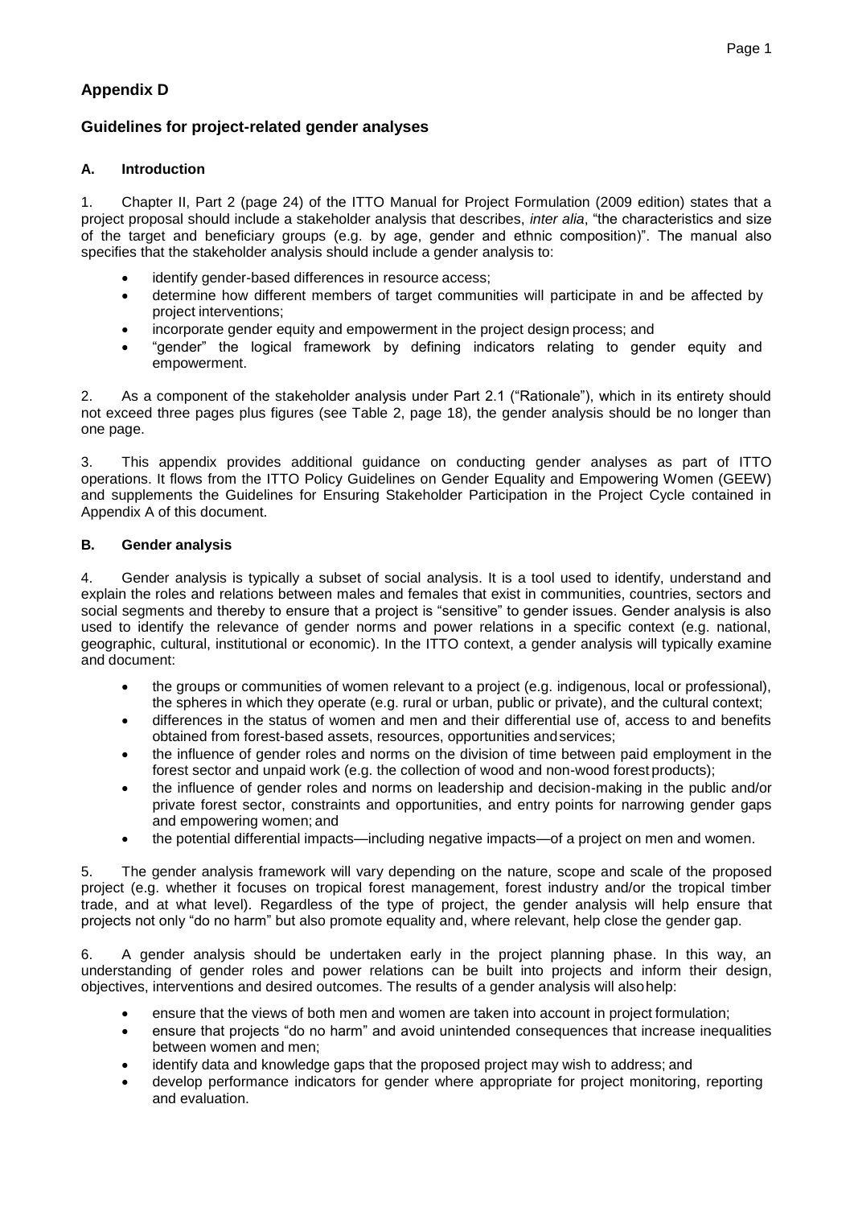# Appendix D

## Guidelines for project-related gender analyses

### A. Introduction

1. Chapter II, Part 2 (page 24) of the ITTO Manual for Project Formulation (2009 edition) states that a project proposal should include a stakeholder analysis that describes, *inter alia*, "the characteristics and size of the target and beneficiary groups (e.g. by age, gender and ethnic composition)". The manual also specifies that the stakeholder analysis should include a gender analysis to:

- identify gender-based differences in resource access;
- determine how different members of target communities will participate in and be affected by project interventions;
- incorporate gender equity and empowerment in the project design process; and
- "gender" the logical framework by defining indicators relating to gender equity and empowerment.

2. As a component of the stakeholder analysis under Part 2.1 ("Rationale"), which in its entirety should not exceed three pages plus figures (see Table 2, page 18), the gender analysis should be no longer than one page.

3. This appendix provides additional guidance on conducting gender analyses as part of ITTO operations. It flows from the ITTO Policy Guidelines on Gender Equality and Empowering Women (GEEW) and supplements the Guidelines for Ensuring Stakeholder Participation in the Project Cycle contained in Appendix A of this document.

### B. Gender analysis

4. Gender analysis is typically a subset of social analysis. It is a tool used to identify, understand and explain the roles and relations between males and females that exist in communities, countries, sectors and social segments and thereby to ensure that a project is "sensitive" to gender issues. Gender analysis is also used to identify the relevance of gender norms and power relations in a specific context (e.g. national, geographic, cultural, institutional or economic). In the ITTO context, a gender analysis will typically examine and document:

- the groups or communities of women relevant to a project (e.g. indigenous, local or professional), the spheres in which they operate (e.g. rural or urban, public or private), and the cultural context;
- differences in the status of women and men and their differential use of, access to and benefits obtained from forest-based assets, resources, opportunities and services;
- the influence of gender roles and norms on the division of time between paid employment in the forest sector and unpaid work (e.g. the collection of wood and non-wood forest products);
- the influence of gender roles and norms on leadership and decision-making in the public and/or private forest sector, constraints and opportunities, and entry points for narrowing gender gaps and empowering women; and
- the potential differential impacts—including negative impacts—of a project on men and women.

5. The gender analysis framework will vary depending on the nature, scope and scale of the proposed project (e.g. whether it focuses on tropical forest management, forest industry and/or the tropical timber trade, and at what level). Regardless of the type of project, the gender analysis will help ensure that projects not only "do no harm" but also promote equality and, where relevant, help close the gender gap.

6. A gender analysis should be undertaken early in the project planning phase. In this way, an understanding of gender roles and power relations can be built into projects and inform their design, objectives, interventions and desired outcomes. The results of a gender analysis will also help:

- ensure that the views of both men and women are taken into account in project formulation;
- ensure that projects "do no harm" and avoid unintended consequences that increase inequalities between women and men;
- identify data and knowledge gaps that the proposed project may wish to address; and
- develop performance indicators for gender where appropriate for project monitoring, reporting and evaluation.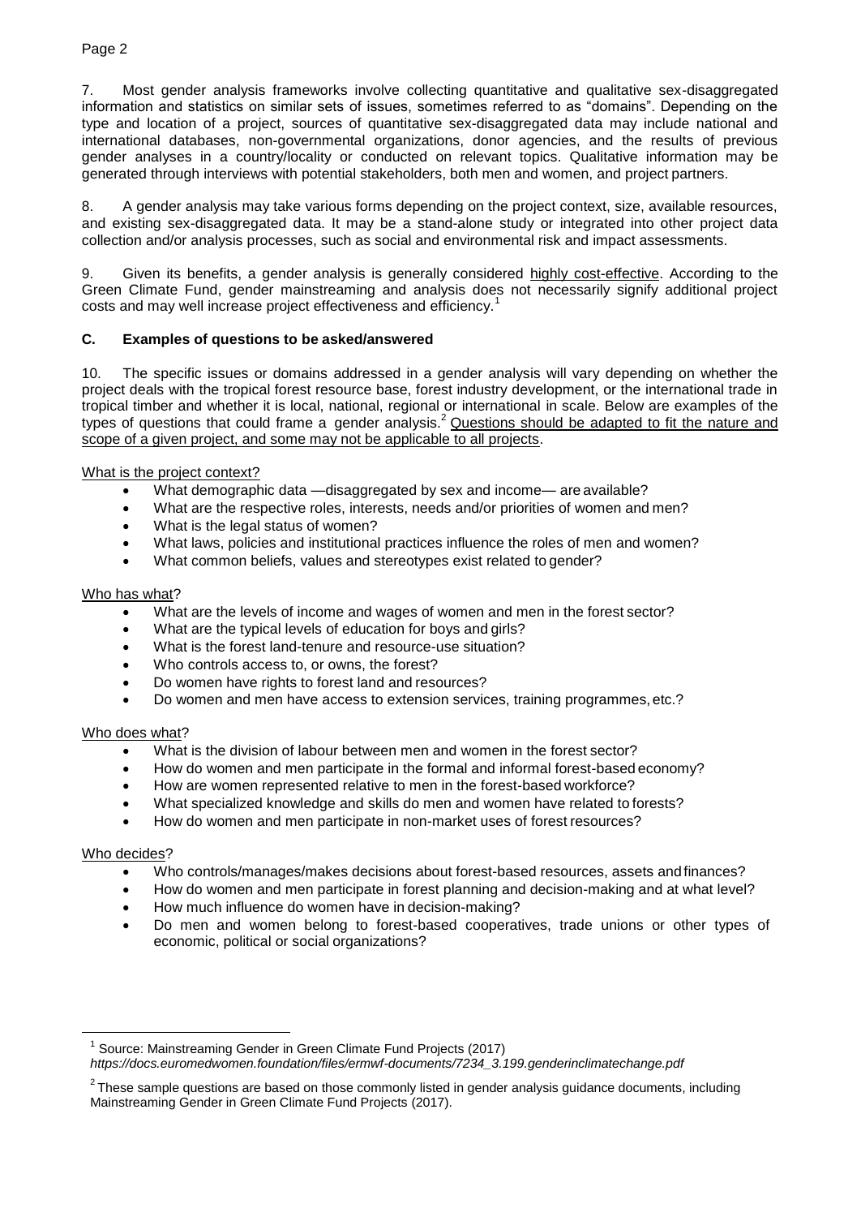7. Most gender analysis frameworks involve collecting quantitative and qualitative sex-disaggregated information and statistics on similar sets of issues, sometimes referred to as "domains". Depending on the type and location of a project, sources of quantitative sex-disaggregated data may include national and international databases, non-governmental organizations, donor agencies, and the results of previous gender analyses in a country/locality or conducted on relevant topics. Qualitative information may be generated through interviews with potential stakeholders, both men and women, and project partners.

8. A gender analysis may take various forms depending on the project context, size, available resources, and existing sex-disaggregated data. It may be a stand-alone study or integrated into other project data collection and/or analysis processes, such as social and environmental risk and impact assessments.

9. Given its benefits, a gender analysis is generally considered highly cost-effective. According to the Green Climate Fund, gender mainstreaming and analysis does not necessarily signify additional project costs and may well increase project effectiveness and efficiency.[1]

### C. Examples of questions to be asked/answered

10. The specific issues or domains addressed in a gender analysis will vary depending on whether the project deals with the tropical forest resource base, forest industry development, or the international trade in tropical timber and whether it is local, national, regional or international in scale. Below are examples of the types of questions that could frame a gender analysis.[2] Questions should be adapted to fit the nature and scope of a given project, and some may not be applicable to all projects.

What is the project context?

- What demographic data —disaggregated by sex and income— are available?
- What are the respective roles, interests, needs and/or priorities of women and men?
- What is the legal status of women?
- What laws, policies and institutional practices influence the roles of men and women?
- What common beliefs, values and stereotypes exist related to gender?

Who has what?

- What are the levels of income and wages of women and men in the forest sector?
- What are the typical levels of education for boys and girls?
- What is the forest land-tenure and resource-use situation?
- Who controls access to, or owns, the forest?
- Do women have rights to forest land and resources?
- Do women and men have access to extension services, training programmes, etc.?

Who does what?

- What is the division of labour between men and women in the forest sector?
- How do women and men participate in the formal and informal forest-based economy?
- How are women represented relative to men in the forest-based workforce?
- What specialized knowledge and skills do men and women have related to forests?
- How do women and men participate in non-market uses of forest resources?

Who decides?

- Who controls/manages/makes decisions about forest-based resources, assets and finances?
- How do women and men participate in forest planning and decision-making and at what level?
- How much influence do women have in decision-making?
- Do men and women belong to forest-based cooperatives, trade unions or other types of economic, political or social organizations?

---

[1] Source: Mainstreaming Gender in Green Climate Fund Projects (2017) *https://docs.euromedwomen.foundation/files/ermwf-documents/7234_3.199.genderinclimatechange.pdf*

[2] These sample questions are based on those commonly listed in gender analysis guidance documents, including Mainstreaming Gender in Green Climate Fund Projects (2017).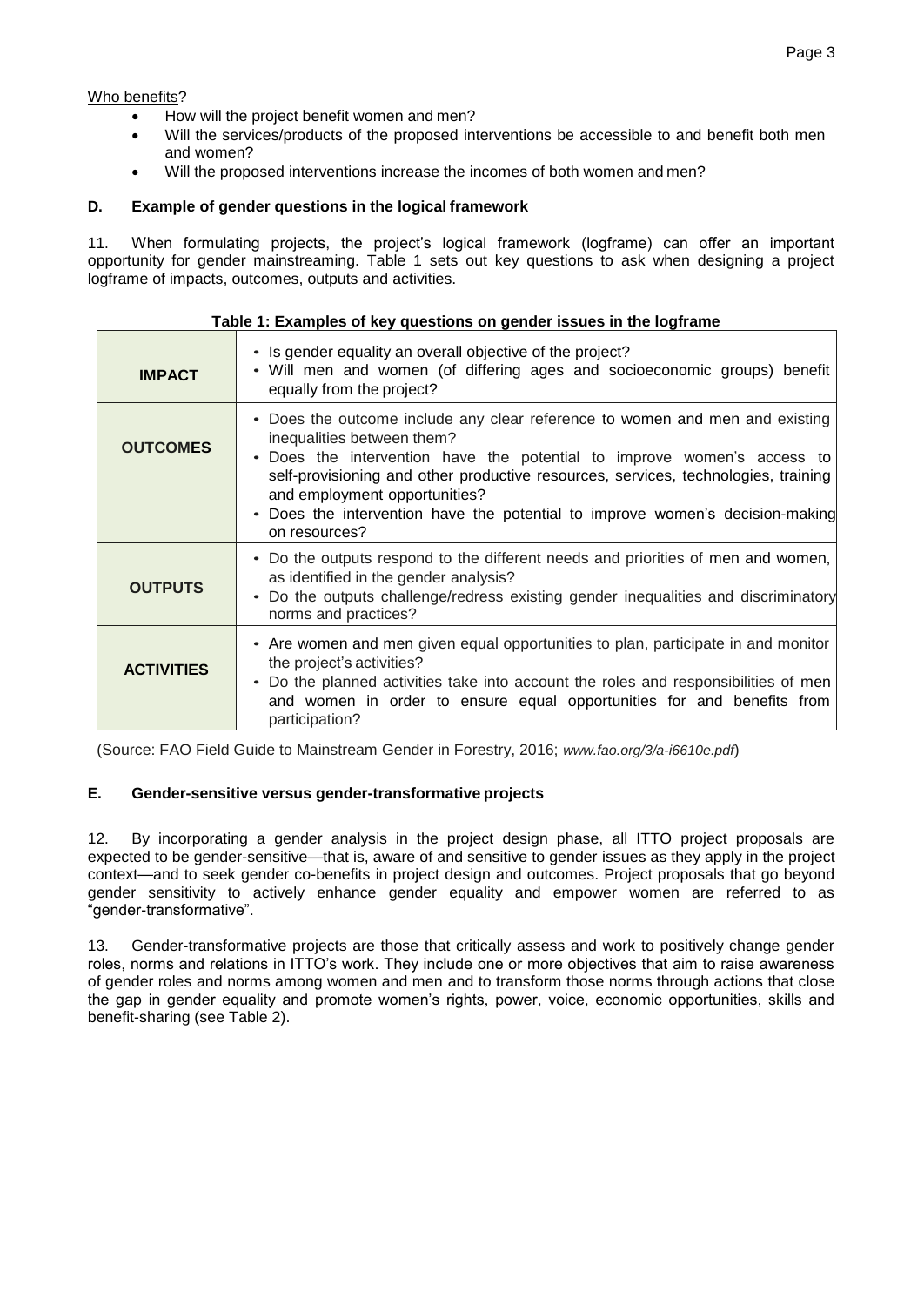<u>Who benefits</u>?

- How will the project benefit women and men?
- Will the services/products of the proposed interventions be accessible to and benefit both men and women?
- Will the proposed interventions increase the incomes of both women and men?

### D. Example of gender questions in the logical framework

11. When formulating projects, the project's logical framework (logframe) can offer an important opportunity for gender mainstreaming. Table 1 sets out key questions to ask when designing a project logframe of impacts, outcomes, outputs and activities.

**Table 1: Examples of key questions on gender issues in the logframe**

| | |
|---|---|
| **IMPACT** | • Is gender equality an overall objective of the project?<br>• Will men and women (of differing ages and socioeconomic groups) benefit equally from the project? |
| **OUTCOMES** | • Does the outcome include any clear reference to women and men and existing inequalities between them?<br>• Does the intervention have the potential to improve women's access to self-provisioning and other productive resources, services, technologies, training and employment opportunities?<br>• Does the intervention have the potential to improve women's decision-making on resources? |
| **OUTPUTS** | • Do the outputs respond to the different needs and priorities of men and women, as identified in the gender analysis?<br>• Do the outputs challenge/redress existing gender inequalities and discriminatory norms and practices? |
| **ACTIVITIES** | • Are women and men given equal opportunities to plan, participate in and monitor the project's activities?<br>• Do the planned activities take into account the roles and responsibilities of men and women in order to ensure equal opportunities for and benefits from participation? |

(Source: FAO Field Guide to Mainstream Gender in Forestry, 2016; *www.fao.org/3/a-i6610e.pdf*)

### E. Gender-sensitive versus gender-transformative projects

12. By incorporating a gender analysis in the project design phase, all ITTO project proposals are expected to be gender-sensitive—that is, aware of and sensitive to gender issues as they apply in the project context—and to seek gender co-benefits in project design and outcomes. Project proposals that go beyond gender sensitivity to actively enhance gender equality and empower women are referred to as "gender-transformative".

13. Gender-transformative projects are those that critically assess and work to positively change gender roles, norms and relations in ITTO's work. They include one or more objectives that aim to raise awareness of gender roles and norms among women and men and to transform those norms through actions that close the gap in gender equality and promote women's rights, power, voice, economic opportunities, skills and benefit-sharing (see Table 2).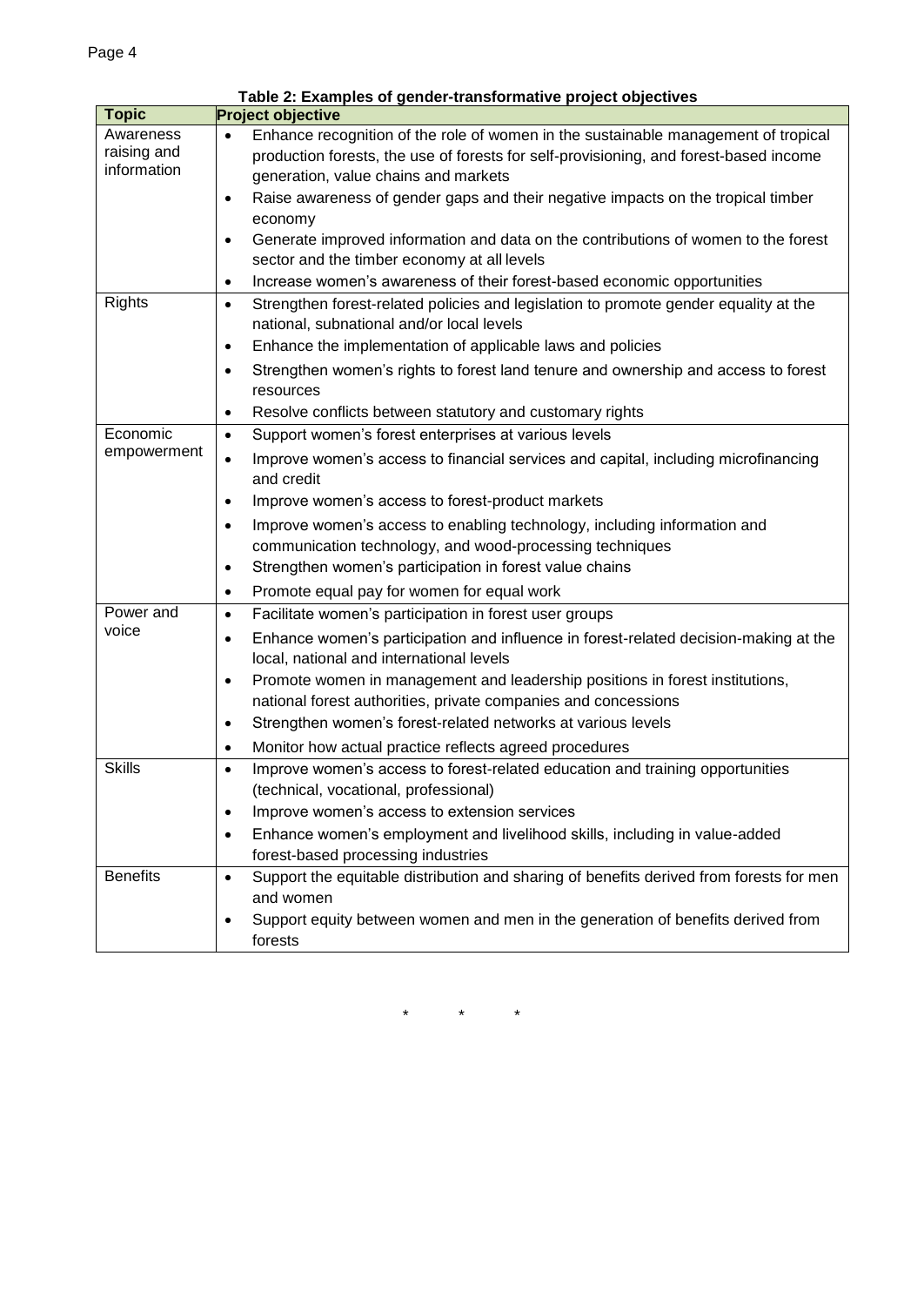**Table 2: Examples of gender-transformative project objectives**

| Topic | Project objective |
|---|---|
| Awareness raising and information | • Enhance recognition of the role of women in the sustainable management of tropical production forests, the use of forests for self-provisioning, and forest-based income generation, value chains and markets<br>• Raise awareness of gender gaps and their negative impacts on the tropical timber economy<br>• Generate improved information and data on the contributions of women to the forest sector and the timber economy at all levels<br>• Increase women's awareness of their forest-based economic opportunities |
| Rights | • Strengthen forest-related policies and legislation to promote gender equality at the national, subnational and/or local levels<br>• Enhance the implementation of applicable laws and policies<br>• Strengthen women's rights to forest land tenure and ownership and access to forest resources<br>• Resolve conflicts between statutory and customary rights |
| Economic empowerment | • Support women's forest enterprises at various levels<br>• Improve women's access to financial services and capital, including microfinancing and credit<br>• Improve women's access to forest-product markets<br>• Improve women's access to enabling technology, including information and communication technology, and wood-processing techniques<br>• Strengthen women's participation in forest value chains<br>• Promote equal pay for women for equal work |
| Power and voice | • Facilitate women's participation in forest user groups<br>• Enhance women's participation and influence in forest-related decision-making at the local, national and international levels<br>• Promote women in management and leadership positions in forest institutions, national forest authorities, private companies and concessions<br>• Strengthen women's forest-related networks at various levels<br>• Monitor how actual practice reflects agreed procedures |
| Skills | • Improve women's access to forest-related education and training opportunities (technical, vocational, professional)<br>• Improve women's access to extension services<br>• Enhance women's employment and livelihood skills, including in value-added forest-based processing industries |
| Benefits | • Support the equitable distribution and sharing of benefits derived from forests for men and women<br>• Support equity between women and men in the generation of benefits derived from forests |

\* \* \*